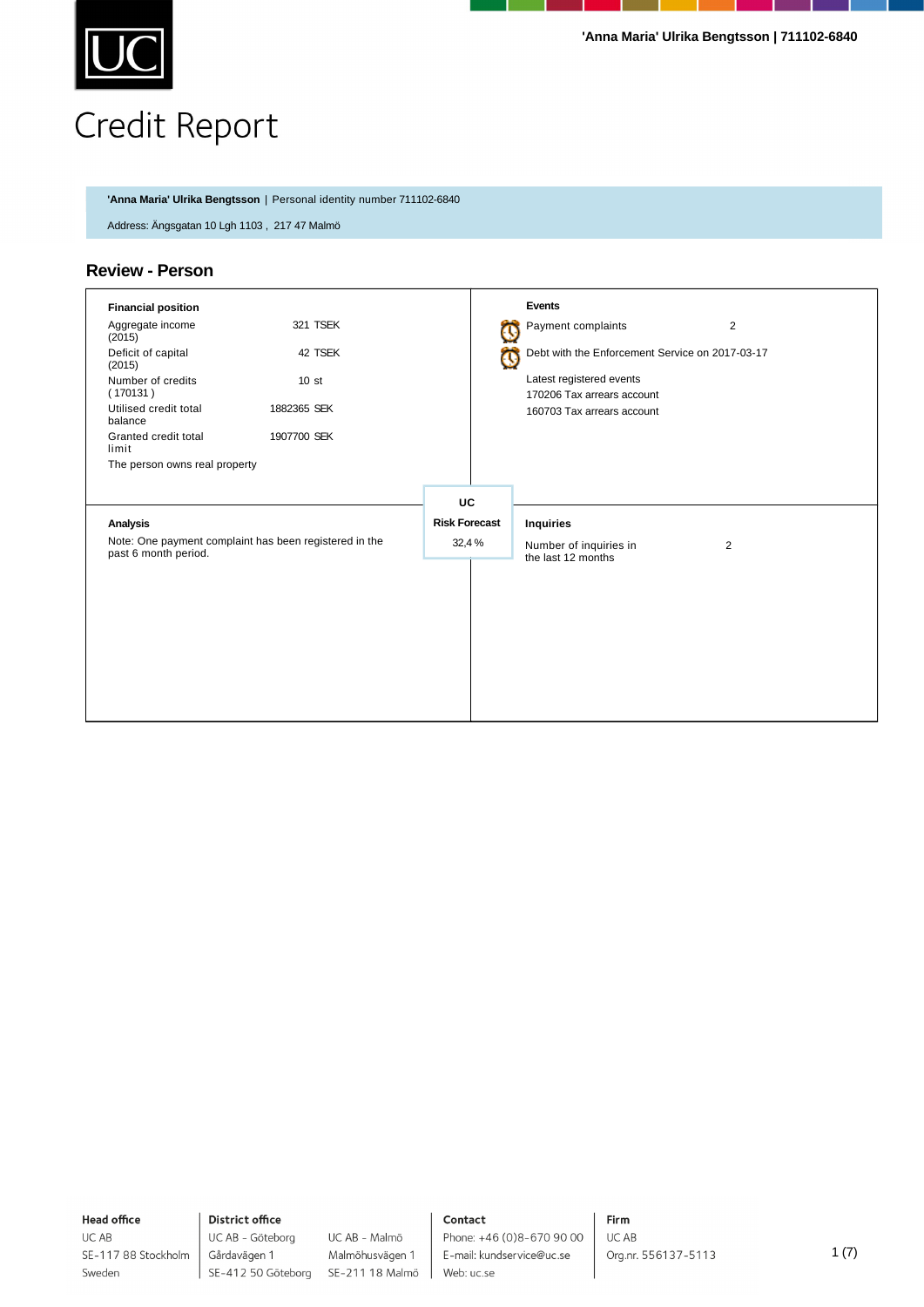# Credit Report

**'Anna Maria' Ulrika Bengtsson** | Personal identity number 711102-6840

Address: Ängsgatan 10 Lgh 1103 , 217 47 Malmö

## Review - Person

### Financial position

| | |
|---|---|
| Aggregate income (2015) | 321 TSEK |
| Deficit of capital (2015) | 42 TSEK |
| Number of credits ( 170131 ) | 10 st |
| Utilised credit total balance | 1882365 SEK |
| Granted credit total limit | 1907700 SEK |

The person owns real property

### Events

| | |
|---|---|
| Payment complaints | 2 |

Debt with the Enforcement Service on 2017-03-17

Latest registered events

170206 Tax arrears account

160703 Tax arrears account

### UC Risk Forecast

32,4 %

### Analysis

Note: One payment complaint has been registered in the past 6 month period.

### Inquiries

| | |
|---|---|
| Number of inquiries in the last 12 months | 2 |

**Head office**
UC AB
SE-117 88 Stockholm
Sweden

**District office**
UC AB - Göteborg
Gårdavägen 1
SE-412 50 Göteborg

UC AB - Malmö
Malmöhusvägen 1
SE-211 18 Malmö

**Contact**
Phone: +46 (0)8-670 90 00
E-mail: kundservice@uc.se
Web: uc.se

**Firm**
UC AB
Org.nr. 556137-5113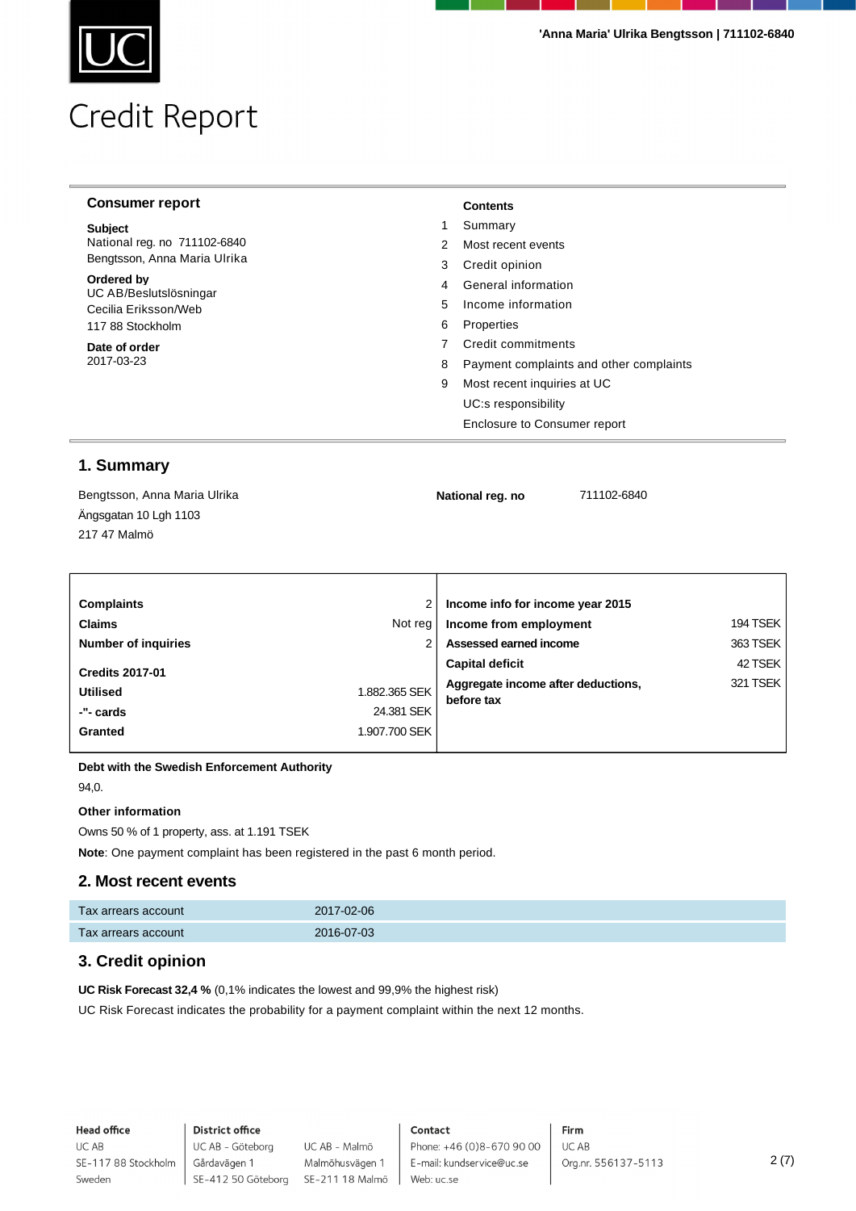# Credit Report

## Consumer report

**Subject**
National reg. no 711102-6840
Bengtsson, Anna Maria Ulrika

**Ordered by**
UC AB/Beslutslösningar
Cecilia Eriksson/Web
117 88 Stockholm

**Date of order**
2017-03-23

**Contents**

1. Summary
2. Most recent events
3. Credit opinion
4. General information
5. Income information
6. Properties
7. Credit commitments
8. Payment complaints and other complaints
9. Most recent inquiries at UC

UC:s responsibility
Enclosure to Consumer report

## 1. Summary

Bengtsson, Anna Maria Ulrika
Ängsgatan 10 Lgh 1103
217 47 Malmö

**National reg. no** 711102-6840

| | | | |
|---|---|---|---|
| **Complaints** | 2 | **Income info for income year 2015** | |
| **Claims** | Not reg | **Income from employment** | 194 TSEK |
| **Number of inquiries** | 2 | **Assessed earned income** | 363 TSEK |
| **Credits 2017-01** | | **Capital deficit** | 42 TSEK |
| **Utilised** | 1.882.365 SEK | **Aggregate income after deductions, before tax** | 321 TSEK |
| **-"- cards** | 24.381 SEK | | |
| **Granted** | 1.907.700 SEK | | |

**Debt with the Swedish Enforcement Authority**

94,0.

**Other information**

Owns 50 % of 1 property, ass. at 1.191 TSEK

**Note**: One payment complaint has been registered in the past 6 month period.

## 2. Most recent events

| | |
|---|---|
| Tax arrears account | 2017-02-06 |
| Tax arrears account | 2016-07-03 |

## 3. Credit opinion

**UC Risk Forecast 32,4 %** (0,1% indicates the lowest and 99,9% the highest risk)

UC Risk Forecast indicates the probability for a payment complaint within the next 12 months.

**Head office**
UC AB
SE-117 88 Stockholm
Sweden

**District office**
UC AB - Göteborg
Gårdavägen 1
SE-412 50 Göteborg

UC AB - Malmö
Malmöhusvägen 1
SE-211 18 Malmö

**Contact**
Phone: +46 (0)8-670 90 00
E-mail: kundservice@uc.se
Web: uc.se

**Firm**
UC AB
Org.nr. 556137-5113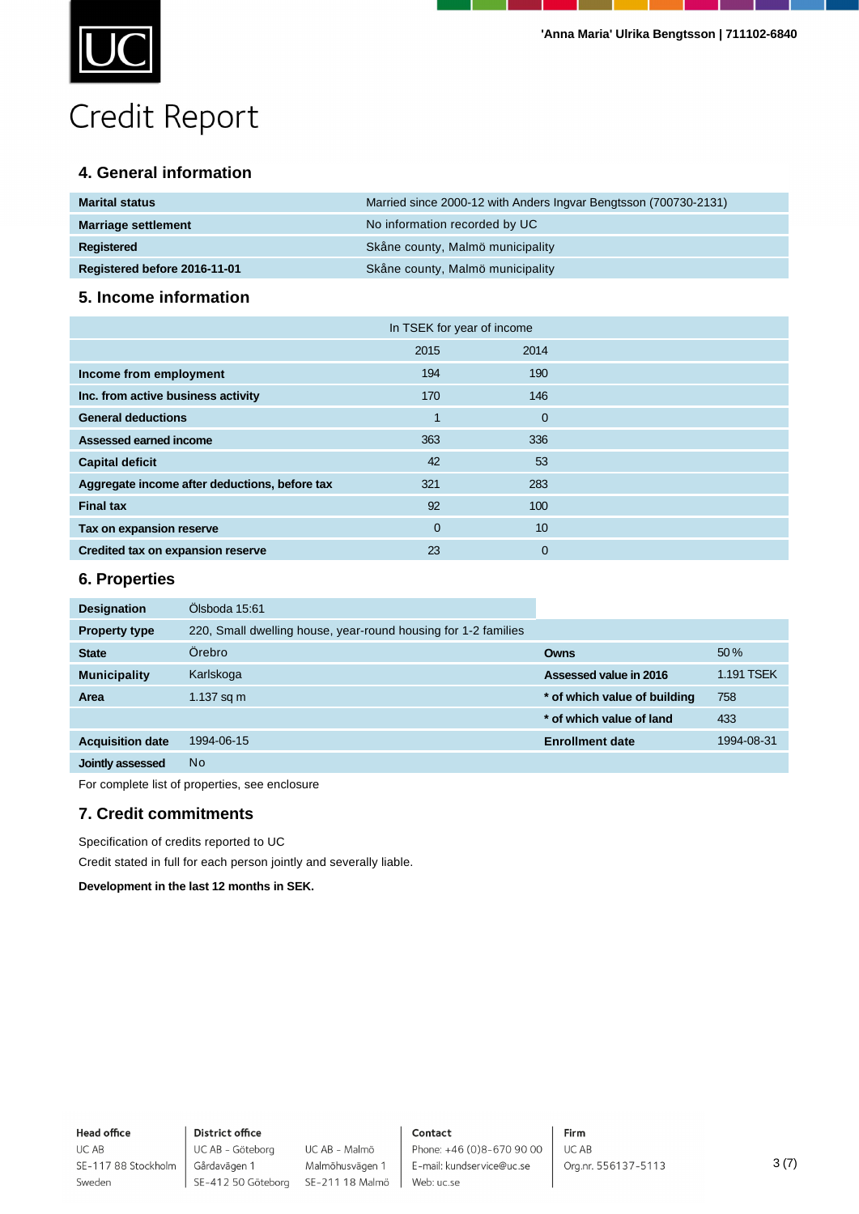## 4. General information

| | |
|---|---|
| **Marital status** | Married since 2000-12 with Anders Ingvar Bengtsson (700730-2131) |
| **Marriage settlement** | No information recorded by UC |
| **Registered** | Skåne county, Malmö municipality |
| **Registered before 2016-11-01** | Skåne county, Malmö municipality |

## 5. Income information

| | In TSEK for year of income | |
|---|---|---|
| | 2015 | 2014 |
| **Income from employment** | 194 | 190 |
| **Inc. from active business activity** | 170 | 146 |
| **General deductions** | 1 | 0 |
| **Assessed earned income** | 363 | 336 |
| **Capital deficit** | 42 | 53 |
| **Aggregate income after deductions, before tax** | 321 | 283 |
| **Final tax** | 92 | 100 |
| **Tax on expansion reserve** | 0 | 10 |
| **Credited tax on expansion reserve** | 23 | 0 |

## 6. Properties

| | | | |
|---|---|---|---|
| **Designation** | Ölsboda 15:61 | | |
| **Property type** | 220, Small dwelling house, year-round housing for 1-2 families | | |
| **State** | Örebro | **Owns** | 50 % |
| **Municipality** | Karlskoga | **Assessed value in 2016** | 1.191 TSEK |
| **Area** | 1.137 sq m | *** of which value of building** | 758 |
| | | *** of which value of land** | 433 |
| **Acquisition date** | 1994-06-15 | **Enrollment date** | 1994-08-31 |
| **Jointly assessed** | No | | |

For complete list of properties, see enclosure

## 7. Credit commitments

Specification of credits reported to UC

Credit stated in full for each person jointly and severally liable.

**Development in the last 12 months in SEK.**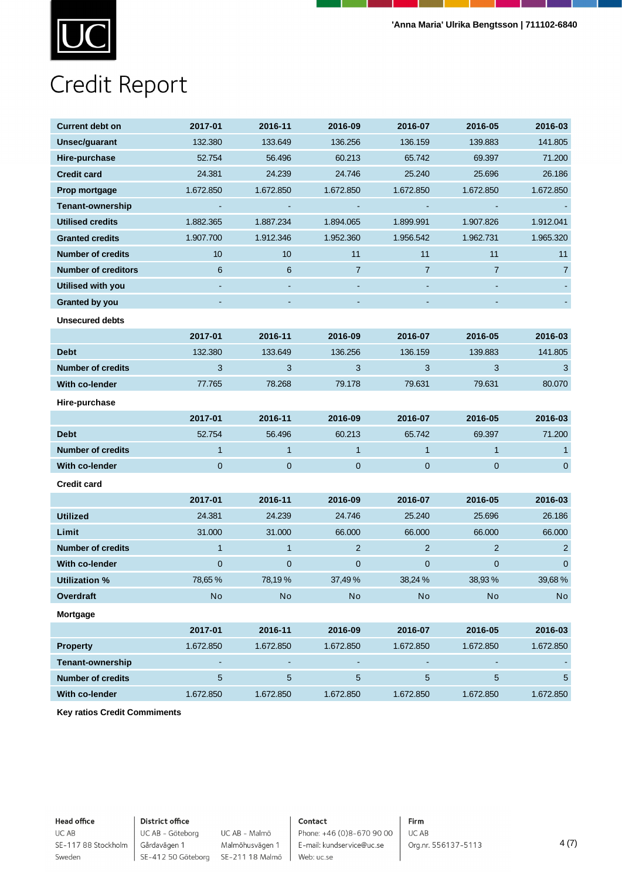# Credit Report

| Current debt on | 2017-01 | 2016-11 | 2016-09 | 2016-07 | 2016-05 | 2016-03 |
|---|---|---|---|---|---|---|
| Unsec/guarant | 132.380 | 133.649 | 136.256 | 136.159 | 139.883 | 141.805 |
| Hire-purchase | 52.754 | 56.496 | 60.213 | 65.742 | 69.397 | 71.200 |
| Credit card | 24.381 | 24.239 | 24.746 | 25.240 | 25.696 | 26.186 |
| Prop mortgage | 1.672.850 | 1.672.850 | 1.672.850 | 1.672.850 | 1.672.850 | 1.672.850 |
| Tenant-ownership | - | - | - | - | - | - |
| Utilised credits | 1.882.365 | 1.887.234 | 1.894.065 | 1.899.991 | 1.907.826 | 1.912.041 |
| Granted credits | 1.907.700 | 1.912.346 | 1.952.360 | 1.956.542 | 1.962.731 | 1.965.320 |
| Number of credits | 10 | 10 | 11 | 11 | 11 | 11 |
| Number of creditors | 6 | 6 | 7 | 7 | 7 | 7 |
| Utilised with you | - | - | - | - | - | - |
| Granted by you | - | - | - | - | - | - |

**Unsecured debts**

| | 2017-01 | 2016-11 | 2016-09 | 2016-07 | 2016-05 | 2016-03 |
|---|---|---|---|---|---|---|
| Debt | 132.380 | 133.649 | 136.256 | 136.159 | 139.883 | 141.805 |
| Number of credits | 3 | 3 | 3 | 3 | 3 | 3 |
| With co-lender | 77.765 | 78.268 | 79.178 | 79.631 | 79.631 | 80.070 |

**Hire-purchase**

| | 2017-01 | 2016-11 | 2016-09 | 2016-07 | 2016-05 | 2016-03 |
|---|---|---|---|---|---|---|
| Debt | 52.754 | 56.496 | 60.213 | 65.742 | 69.397 | 71.200 |
| Number of credits | 1 | 1 | 1 | 1 | 1 | 1 |
| With co-lender | 0 | 0 | 0 | 0 | 0 | 0 |

**Credit card**

| | 2017-01 | 2016-11 | 2016-09 | 2016-07 | 2016-05 | 2016-03 |
|---|---|---|---|---|---|---|
| Utilized | 24.381 | 24.239 | 24.746 | 25.240 | 25.696 | 26.186 |
| Limit | 31.000 | 31.000 | 66.000 | 66.000 | 66.000 | 66.000 |
| Number of credits | 1 | 1 | 2 | 2 | 2 | 2 |
| With co-lender | 0 | 0 | 0 | 0 | 0 | 0 |
| Utilization % | 78,65 % | 78,19 % | 37,49 % | 38,24 % | 38,93 % | 39,68 % |
| Overdraft | No | No | No | No | No | No |

**Mortgage**

| | 2017-01 | 2016-11 | 2016-09 | 2016-07 | 2016-05 | 2016-03 |
|---|---|---|---|---|---|---|
| Property | 1.672.850 | 1.672.850 | 1.672.850 | 1.672.850 | 1.672.850 | 1.672.850 |
| Tenant-ownership | - | - | - | - | - | - |
| Number of credits | 5 | 5 | 5 | 5 | 5 | 5 |
| With co-lender | 1.672.850 | 1.672.850 | 1.672.850 | 1.672.850 | 1.672.850 | 1.672.850 |

**Key ratios Credit Commiments**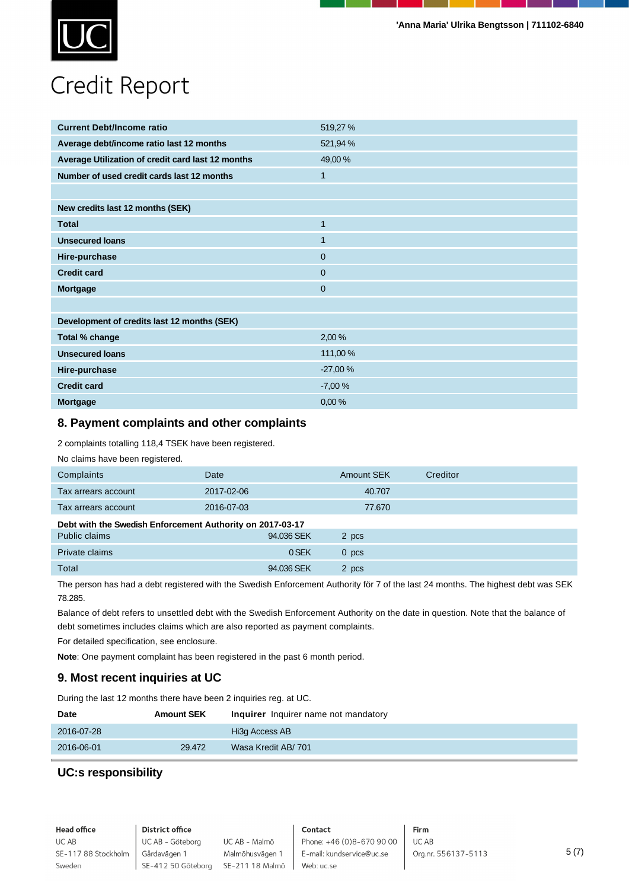| Current Debt/Income ratio | 519,27 % |
|---|---|
| Average debt/income ratio last 12 months | 521,94 % |
| Average Utilization of credit card last 12 months | 49,00 % |
| Number of used credit cards last 12 months | 1 |
| | |
| **New credits last 12 months (SEK)** | |
| Total | 1 |
| Unsecured loans | 1 |
| Hire-purchase | 0 |
| Credit card | 0 |
| Mortgage | 0 |
| | |
| **Development of credits last 12 months (SEK)** | |
| Total % change | 2,00 % |
| Unsecured loans | 111,00 % |
| Hire-purchase | -27,00 % |
| Credit card | -7,00 % |
| Mortgage | 0,00 % |

## 8. Payment complaints and other complaints

2 complaints totalling 118,4 TSEK have been registered.

No claims have been registered.

| Complaints | Date | Amount SEK | Creditor |
|---|---|---|---|
| Tax arrears account | 2017-02-06 | 40.707 | |
| Tax arrears account | 2016-07-03 | 77.670 | |

**Debt with the Swedish Enforcement Authority on 2017-03-17**

| | | |
|---|---|---|
| Public claims | 94.036 SEK | 2 pcs |
| Private claims | 0 SEK | 0 pcs |
| Total | 94.036 SEK | 2 pcs |

The person has had a debt registered with the Swedish Enforcement Authority för 7 of the last 24 months. The highest debt was SEK 78.285.

Balance of debt refers to unsettled debt with the Swedish Enforcement Authority on the date in question. Note that the balance of debt sometimes includes claims which are also reported as payment complaints.

For detailed specification, see enclosure.

**Note**: One payment complaint has been registered in the past 6 month period.

## 9. Most recent inquiries at UC

During the last 12 months there have been 2 inquiries reg. at UC.

| Date | Amount SEK | **Inquirer** Inquirer name not mandatory |
|---|---|---|
| 2016-07-28 | | Hi3g Access AB |
| 2016-06-01 | 29.472 | Wasa Kredit AB/ 701 |

## UC:s responsibility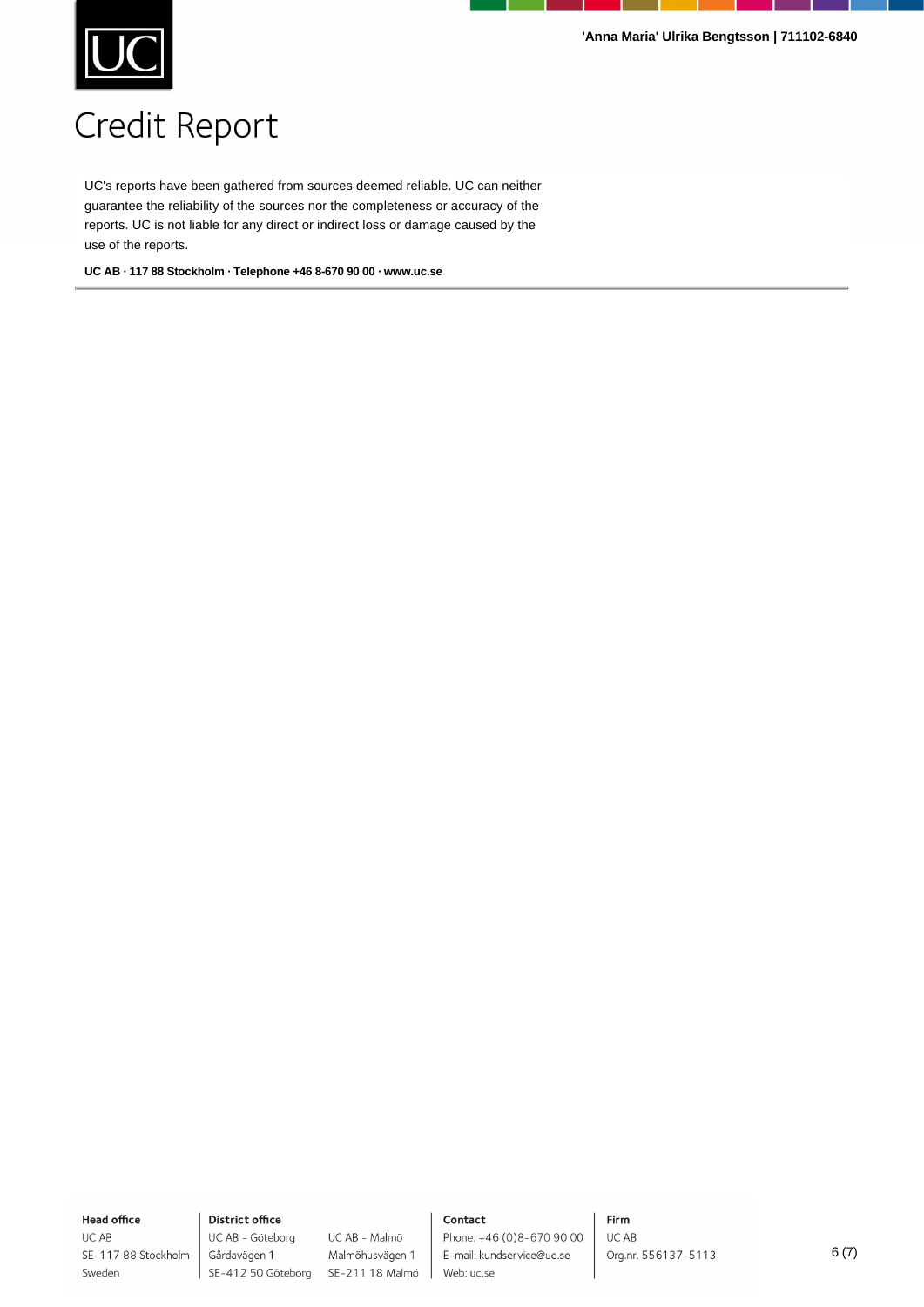# Credit Report

UC's reports have been gathered from sources deemed reliable. UC can neither guarantee the reliability of the sources nor the completeness or accuracy of the reports. UC is not liable for any direct or indirect loss or damage caused by the use of the reports.

**UC AB · 117 88 Stockholm · Telephone +46 8-670 90 00 · www.uc.se**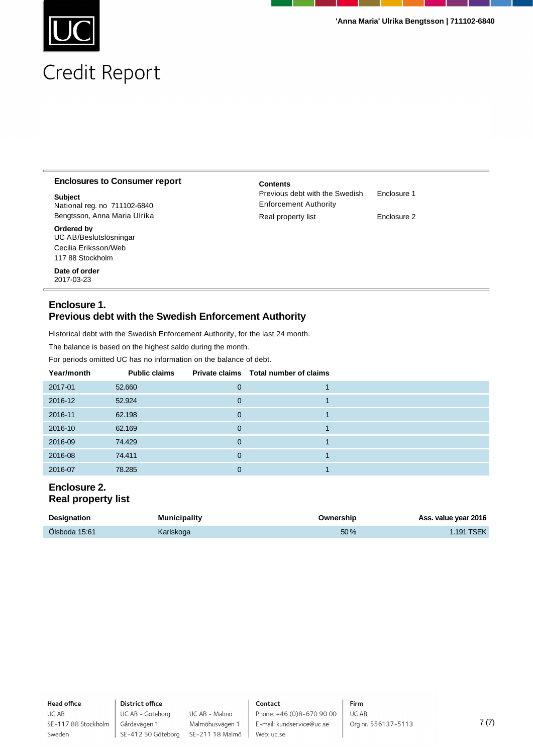# Credit Report

## Enclosures to Consumer report

**Subject**
National reg. no 711102-6840
Bengtsson, Anna Maria Ulrika

**Ordered by**
UC AB/Beslutslösningar
Cecilia Eriksson/Web
117 88 Stockholm

**Date of order**
2017-03-23

**Contents**

| | |
|---|---|
| Previous debt with the Swedish Enforcement Authority | Enclosure 1 |
| Real property list | Enclosure 2 |

## Enclosure 1.
## Previous debt with the Swedish Enforcement Authority

Historical debt with the Swedish Enforcement Authority, for the last 24 month.

The balance is based on the highest saldo during the month.

For periods omitted UC has no information on the balance of debt.

| Year/month | Public claims | Private claims | Total number of claims |
|---|---|---|---|
| 2017-01 | 52.660 | 0 | 1 |
| 2016-12 | 52.924 | 0 | 1 |
| 2016-11 | 62.198 | 0 | 1 |
| 2016-10 | 62.169 | 0 | 1 |
| 2016-09 | 74.429 | 0 | 1 |
| 2016-08 | 74.411 | 0 | 1 |
| 2016-07 | 78.285 | 0 | 1 |

## Enclosure 2.
## Real property list

| Designation | Municipality | Ownership | Ass. value year 2016 |
|---|---|---|---|
| Ölsboda 15:61 | Karlskoga | 50 % | 1.191 TSEK |

**Head office**
UC AB
SE-117 88 Stockholm
Sweden

**District office**
UC AB - Göteborg
Gårdavägen 1
SE-412 50 Göteborg

UC AB - Malmö
Malmöhusvägen 1
SE-211 18 Malmö

**Contact**
Phone: +46 (0)8-670 90 00
E-mail: kundservice@uc.se
Web: uc.se

**Firm**
UC AB
Org.nr. 556137-5113